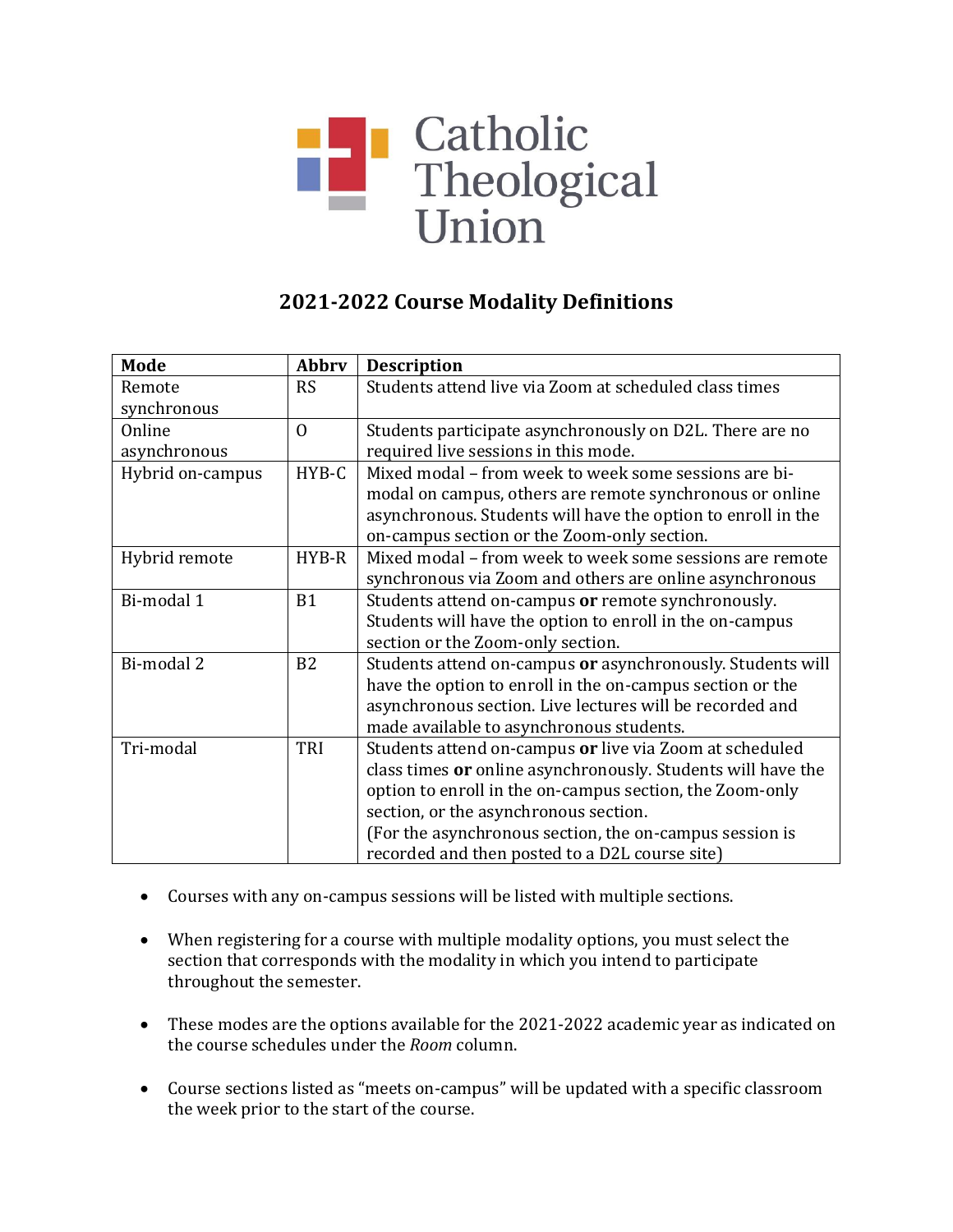Catholic Theological Union

## 2021-2022 Course Modality Definitions

| Mode | Abbrv | Description |
|---|---|---|
| Remote synchronous | RS | Students attend live via Zoom at scheduled class times |
| Online asynchronous | O | Students participate asynchronously on D2L. There are no required live sessions in this mode. |
| Hybrid on-campus | HYB-C | Mixed modal – from week to week some sessions are bi-modal on campus, others are remote synchronous or online asynchronous. Students will have the option to enroll in the on-campus section or the Zoom-only section. |
| Hybrid remote | HYB-R | Mixed modal – from week to week some sessions are remote synchronous via Zoom and others are online asynchronous |
| Bi-modal 1 | B1 | Students attend on-campus **or** remote synchronously. Students will have the option to enroll in the on-campus section or the Zoom-only section. |
| Bi-modal 2 | B2 | Students attend on-campus **or** asynchronously. Students will have the option to enroll in the on-campus section or the asynchronous section. Live lectures will be recorded and made available to asynchronous students. |
| Tri-modal | TRI | Students attend on-campus **or** live via Zoom at scheduled class times **or** online asynchronously. Students will have the option to enroll in the on-campus section, the Zoom-only section, or the asynchronous section. (For the asynchronous section, the on-campus session is recorded and then posted to a D2L course site) |

- Courses with any on-campus sessions will be listed with multiple sections.
- When registering for a course with multiple modality options, you must select the section that corresponds with the modality in which you intend to participate throughout the semester.
- These modes are the options available for the 2021-2022 academic year as indicated on the course schedules under the *Room* column.
- Course sections listed as "meets on-campus" will be updated with a specific classroom the week prior to the start of the course.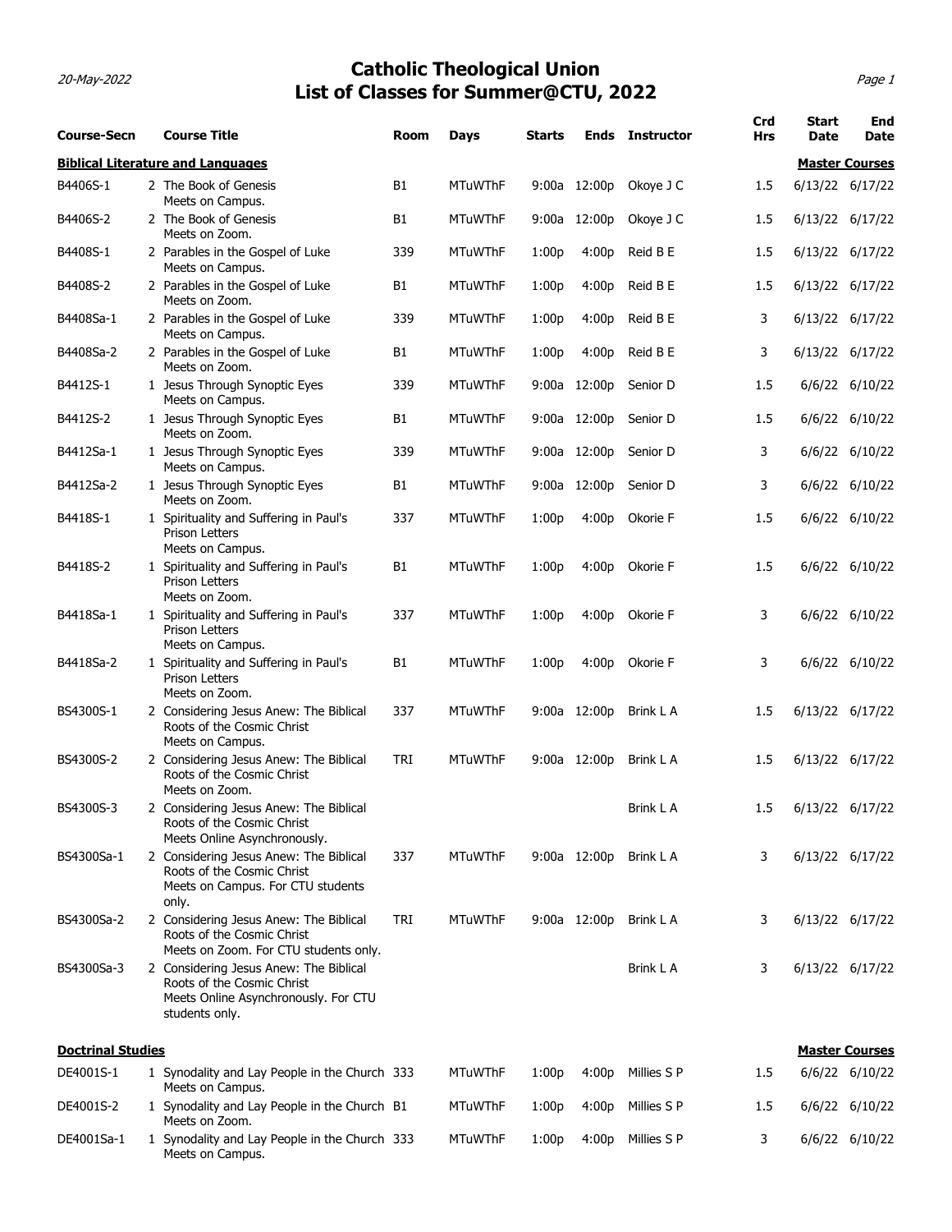# Catholic Theological Union
## List of Classes for Summer@CTU, 2022

| Course-Secn | Course Title | Room | Days | Starts | Ends | Instructor | Crd Hrs | Start Date | End Date |
|---|---|---|---|---|---|---|---|---|---|
| **Biblical Literature and Languages** | | | | | | | | **Master Courses** | |
| B4406S-1 | 2 The Book of Genesis<br>Meets on Campus. | B1 | MTuWThF | 9:00a | 12:00p | Okoye J C | 1.5 | 6/13/22 | 6/17/22 |
| B4406S-2 | 2 The Book of Genesis<br>Meets on Zoom. | B1 | MTuWThF | 9:00a | 12:00p | Okoye J C | 1.5 | 6/13/22 | 6/17/22 |
| B4408S-1 | 2 Parables in the Gospel of Luke<br>Meets on Campus. | 339 | MTuWThF | 1:00p | 4:00p | Reid B E | 1.5 | 6/13/22 | 6/17/22 |
| B4408S-2 | 2 Parables in the Gospel of Luke<br>Meets on Zoom. | B1 | MTuWThF | 1:00p | 4:00p | Reid B E | 1.5 | 6/13/22 | 6/17/22 |
| B4408Sa-1 | 2 Parables in the Gospel of Luke<br>Meets on Campus. | 339 | MTuWThF | 1:00p | 4:00p | Reid B E | 3 | 6/13/22 | 6/17/22 |
| B4408Sa-2 | 2 Parables in the Gospel of Luke<br>Meets on Zoom. | B1 | MTuWThF | 1:00p | 4:00p | Reid B E | 3 | 6/13/22 | 6/17/22 |
| B4412S-1 | 1 Jesus Through Synoptic Eyes<br>Meets on Campus. | 339 | MTuWThF | 9:00a | 12:00p | Senior D | 1.5 | 6/6/22 | 6/10/22 |
| B4412S-2 | 1 Jesus Through Synoptic Eyes<br>Meets on Zoom. | B1 | MTuWThF | 9:00a | 12:00p | Senior D | 1.5 | 6/6/22 | 6/10/22 |
| B4412Sa-1 | 1 Jesus Through Synoptic Eyes<br>Meets on Campus. | 339 | MTuWThF | 9:00a | 12:00p | Senior D | 3 | 6/6/22 | 6/10/22 |
| B4412Sa-2 | 1 Jesus Through Synoptic Eyes<br>Meets on Zoom. | B1 | MTuWThF | 9:00a | 12:00p | Senior D | 3 | 6/6/22 | 6/10/22 |
| B4418S-1 | 1 Spirituality and Suffering in Paul's Prison Letters<br>Meets on Campus. | 337 | MTuWThF | 1:00p | 4:00p | Okorie F | 1.5 | 6/6/22 | 6/10/22 |
| B4418S-2 | 1 Spirituality and Suffering in Paul's Prison Letters<br>Meets on Zoom. | B1 | MTuWThF | 1:00p | 4:00p | Okorie F | 1.5 | 6/6/22 | 6/10/22 |
| B4418Sa-1 | 1 Spirituality and Suffering in Paul's Prison Letters<br>Meets on Campus. | 337 | MTuWThF | 1:00p | 4:00p | Okorie F | 3 | 6/6/22 | 6/10/22 |
| B4418Sa-2 | 1 Spirituality and Suffering in Paul's Prison Letters<br>Meets on Zoom. | B1 | MTuWThF | 1:00p | 4:00p | Okorie F | 3 | 6/6/22 | 6/10/22 |
| BS4300S-1 | 2 Considering Jesus Anew: The Biblical Roots of the Cosmic Christ<br>Meets on Campus. | 337 | MTuWThF | 9:00a | 12:00p | Brink L A | 1.5 | 6/13/22 | 6/17/22 |
| BS4300S-2 | 2 Considering Jesus Anew: The Biblical Roots of the Cosmic Christ<br>Meets on Zoom. | TRI | MTuWThF | 9:00a | 12:00p | Brink L A | 1.5 | 6/13/22 | 6/17/22 |
| BS4300S-3 | 2 Considering Jesus Anew: The Biblical Roots of the Cosmic Christ<br>Meets Online Asynchronously. | | | | | Brink L A | 1.5 | 6/13/22 | 6/17/22 |
| BS4300Sa-1 | 2 Considering Jesus Anew: The Biblical Roots of the Cosmic Christ<br>Meets on Campus. For CTU students only. | 337 | MTuWThF | 9:00a | 12:00p | Brink L A | 3 | 6/13/22 | 6/17/22 |
| BS4300Sa-2 | 2 Considering Jesus Anew: The Biblical Roots of the Cosmic Christ<br>Meets on Zoom. For CTU students only. | TRI | MTuWThF | 9:00a | 12:00p | Brink L A | 3 | 6/13/22 | 6/17/22 |
| BS4300Sa-3 | 2 Considering Jesus Anew: The Biblical Roots of the Cosmic Christ<br>Meets Online Asynchronously. For CTU students only. | | | | | Brink L A | 3 | 6/13/22 | 6/17/22 |
| **Doctrinal Studies** | | | | | | | | **Master Courses** | |
| DE4001S-1 | 1 Synodality and Lay People in the Church<br>Meets on Campus. | 333 | MTuWThF | 1:00p | 4:00p | Millies S P | 1.5 | 6/6/22 | 6/10/22 |
| DE4001S-2 | 1 Synodality and Lay People in the Church<br>Meets on Zoom. | B1 | MTuWThF | 1:00p | 4:00p | Millies S P | 1.5 | 6/6/22 | 6/10/22 |
| DE4001Sa-1 | 1 Synodality and Lay People in the Church<br>Meets on Campus. | 333 | MTuWThF | 1:00p | 4:00p | Millies S P | 3 | 6/6/22 | 6/10/22 |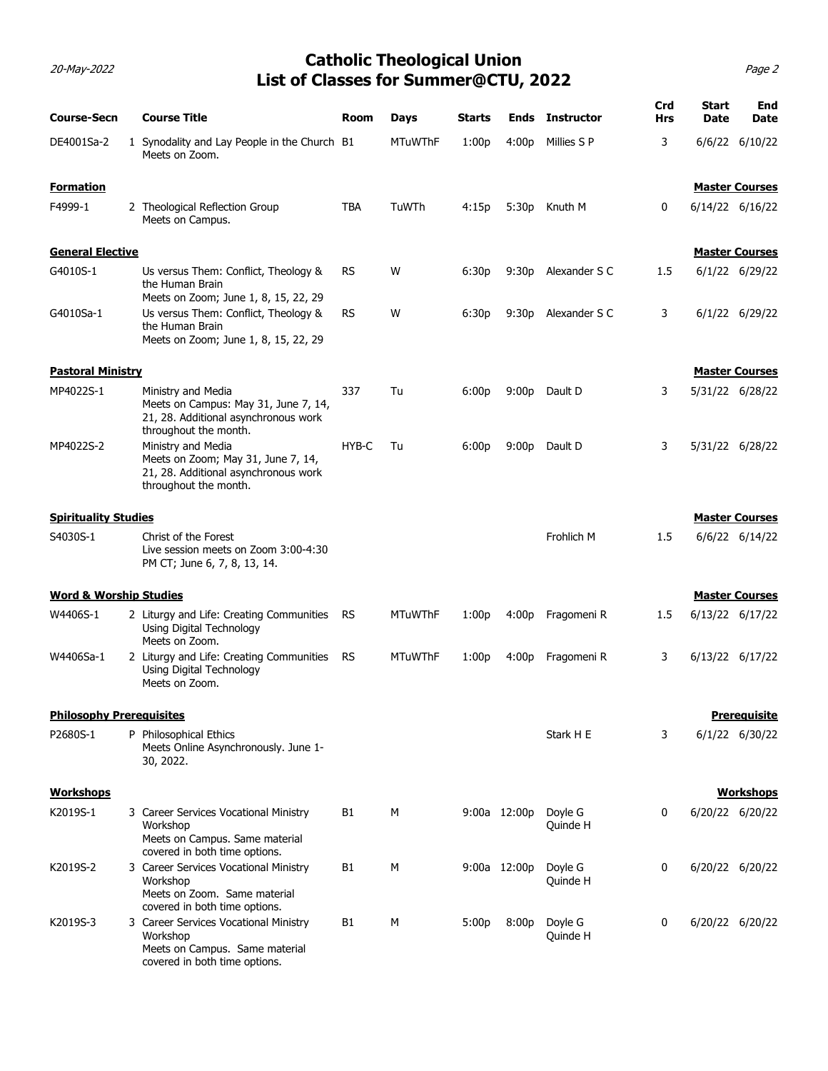# Catholic Theological Union
## List of Classes for Summer@CTU, 2022

| Course-Secn | | Course Title | Room | Days | Starts | Ends | Instructor | Crd Hrs | Start Date | End Date |
|---|---|---|---|---|---|---|---|---|---|---|
| DE4001Sa-2 | 1 | Synodality and Lay People in the Church Meets on Zoom. | B1 | MTuWThF | 1:00p | 4:00p | Millies S P | 3 | 6/6/22 | 6/10/22 |
| **Formation** | | | | | | | | | **Master Courses** | |
| F4999-1 | 2 | Theological Reflection Group Meets on Campus. | TBA | TuWTh | 4:15p | 5:30p | Knuth M | 0 | 6/14/22 | 6/16/22 |
| **General Elective** | | | | | | | | | **Master Courses** | |
| G4010S-1 | | Us versus Them: Conflict, Theology & the Human Brain Meets on Zoom; June 1, 8, 15, 22, 29 | RS | W | 6:30p | 9:30p | Alexander S C | 1.5 | 6/1/22 | 6/29/22 |
| G4010Sa-1 | | Us versus Them: Conflict, Theology & the Human Brain Meets on Zoom; June 1, 8, 15, 22, 29 | RS | W | 6:30p | 9:30p | Alexander S C | 3 | 6/1/22 | 6/29/22 |
| **Pastoral Ministry** | | | | | | | | | **Master Courses** | |
| MP4022S-1 | | Ministry and Media Meets on Campus: May 31, June 7, 14, 21, 28. Additional asynchronous work throughout the month. | 337 | Tu | 6:00p | 9:00p | Dault D | 3 | 5/31/22 | 6/28/22 |
| MP4022S-2 | | Ministry and Media Meets on Zoom; May 31, June 7, 14, 21, 28. Additional asynchronous work throughout the month. | HYB-C | Tu | 6:00p | 9:00p | Dault D | 3 | 5/31/22 | 6/28/22 |
| **Spirituality Studies** | | | | | | | | | **Master Courses** | |
| S4030S-1 | | Christ of the Forest Live session meets on Zoom 3:00-4:30 PM CT; June 6, 7, 8, 13, 14. | | | | | Frohlich M | 1.5 | 6/6/22 | 6/14/22 |
| **Word & Worship Studies** | | | | | | | | | **Master Courses** | |
| W4406S-1 | 2 | Liturgy and Life: Creating Communities Using Digital Technology Meets on Zoom. | RS | MTuWThF | 1:00p | 4:00p | Fragomeni R | 1.5 | 6/13/22 | 6/17/22 |
| W4406Sa-1 | 2 | Liturgy and Life: Creating Communities Using Digital Technology Meets on Zoom. | RS | MTuWThF | 1:00p | 4:00p | Fragomeni R | 3 | 6/13/22 | 6/17/22 |
| **Philosophy Prerequisites** | | | | | | | | | **Prerequisite** | |
| P2680S-1 | P | Philosophical Ethics Meets Online Asynchronously. June 1-30, 2022. | | | | | Stark H E | 3 | 6/1/22 | 6/30/22 |
| **Workshops** | | | | | | | | | **Workshops** | |
| K2019S-1 | 3 | Career Services Vocational Ministry Workshop Meets on Campus. Same material covered in both time options. | B1 | M | 9:00a | 12:00p | Doyle G Quinde H | 0 | 6/20/22 | 6/20/22 |
| K2019S-2 | 3 | Career Services Vocational Ministry Workshop Meets on Zoom. Same material covered in both time options. | B1 | M | 9:00a | 12:00p | Doyle G Quinde H | 0 | 6/20/22 | 6/20/22 |
| K2019S-3 | 3 | Career Services Vocational Ministry Workshop Meets on Campus. Same material covered in both time options. | B1 | M | 5:00p | 8:00p | Doyle G Quinde H | 0 | 6/20/22 | 6/20/22 |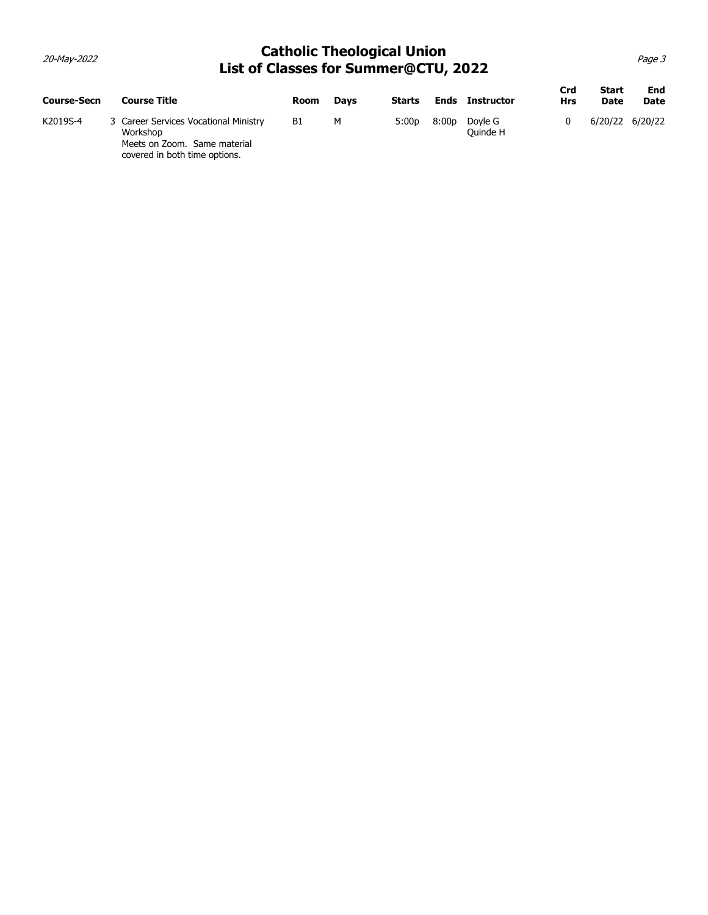# Catholic Theological Union
## List of Classes for Summer@CTU, 2022

20-May-2022

| Course-Secn | | Course Title | Room | Days | Starts | Ends | Instructor | Crd Hrs | Start Date | End Date |
|---|---|---|---|---|---|---|---|---|---|---|
| K2019S-4 | 3 | Career Services Vocational Ministry Workshop<br>Meets on Zoom. Same material covered in both time options. | B1 | M | 5:00p | 8:00p | Doyle G<br>Quinde H | 0 | 6/20/22 | 6/20/22 |